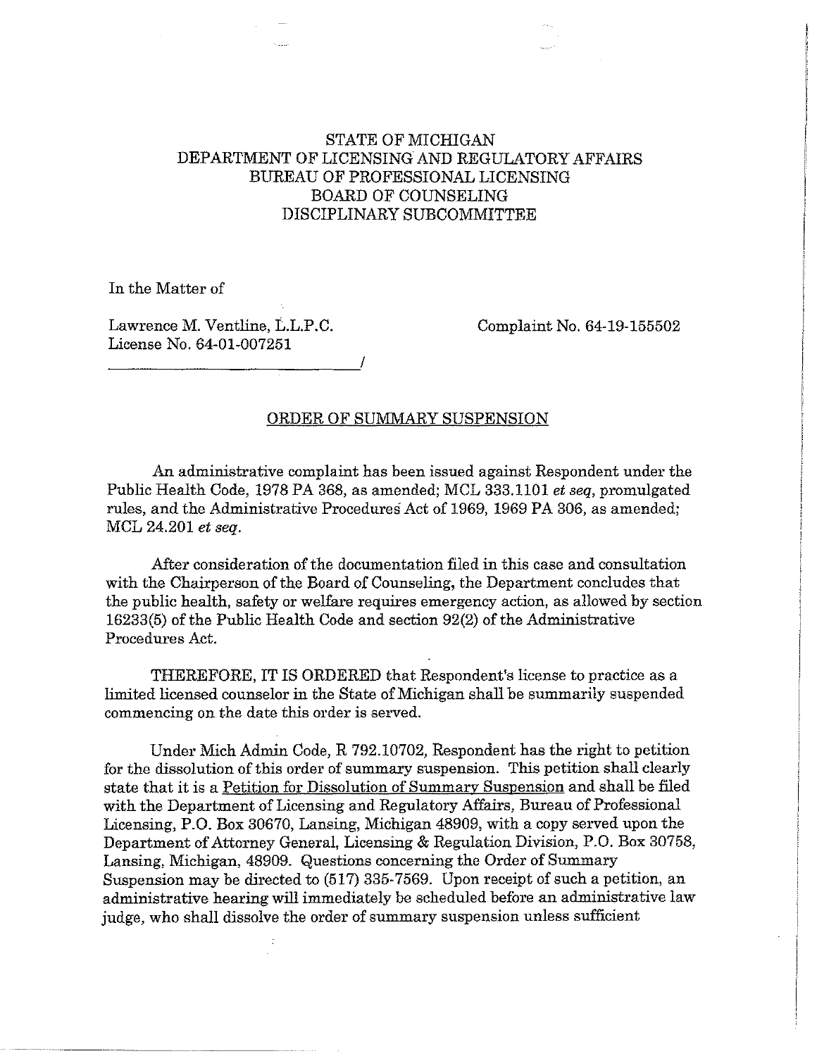STATE OF MICHIGAN
DEPARTMENT OF LICENSING AND REGULATORY AFFAIRS
BUREAU OF PROFESSIONAL LICENSING
BOARD OF COUNSELING
DISCIPLINARY SUBCOMMITTEE

In the Matter of

Lawrence M. Ventline, L.L.P.C.
License No. 64-01-007251
_______________________________/

Complaint No. 64-19-155502

## ORDER OF SUMMARY SUSPENSION

An administrative complaint has been issued against Respondent under the Public Health Code, 1978 PA 368, as amended; MCL 333.1101 *et seq*, promulgated rules, and the Administrative Procedures Act of 1969, 1969 PA 306, as amended; MCL 24.201 *et seq*.

After consideration of the documentation filed in this case and consultation with the Chairperson of the Board of Counseling, the Department concludes that the public health, safety or welfare requires emergency action, as allowed by section 16233(5) of the Public Health Code and section 92(2) of the Administrative Procedures Act.

THEREFORE, IT IS ORDERED that Respondent's license to practice as a limited licensed counselor in the State of Michigan shall be summarily suspended commencing on the date this order is served.

Under Mich Admin Code, R 792.10702, Respondent has the right to petition for the dissolution of this order of summary suspension. This petition shall clearly state that it is a Petition for Dissolution of Summary Suspension and shall be filed with the Department of Licensing and Regulatory Affairs, Bureau of Professional Licensing, P.O. Box 30670, Lansing, Michigan 48909, with a copy served upon the Department of Attorney General, Licensing & Regulation Division, P.O. Box 30758, Lansing, Michigan, 48909. Questions concerning the Order of Summary Suspension may be directed to (517) 335-7569. Upon receipt of such a petition, an administrative hearing will immediately be scheduled before an administrative law judge, who shall dissolve the order of summary suspension unless sufficient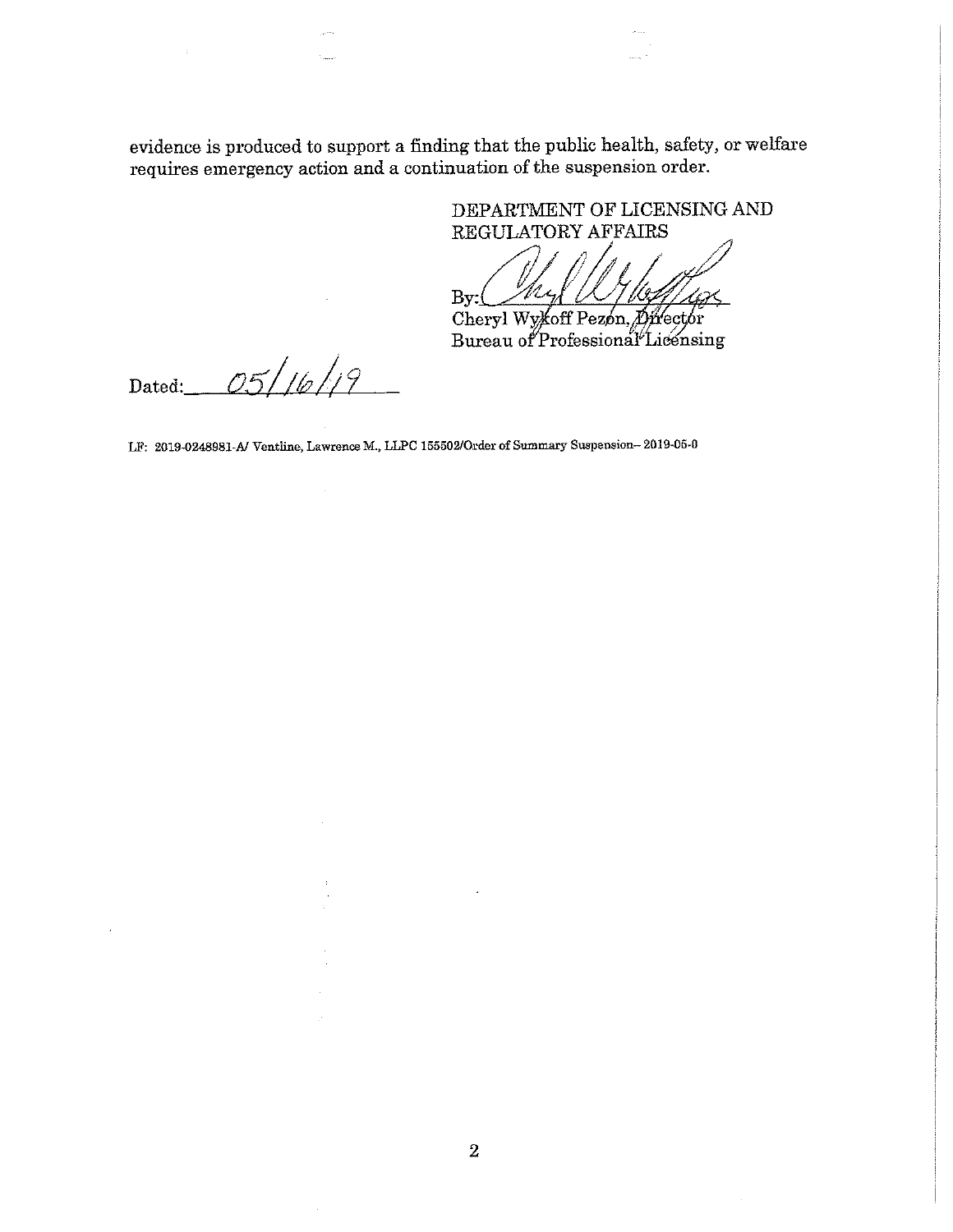evidence is produced to support a finding that the public health, safety, or welfare requires emergency action and a continuation of the suspension order.

DEPARTMENT OF LICENSING AND REGULATORY AFFAIRS

By: ______________________
Cheryl Wykoff Pezon, Director
Bureau of Professional Licensing

Dated: 05/16/19

LF: 2019-0248981-A/ Ventline, Lawrence M., LLPC 155502/Order of Summary Suspension– 2019-05-0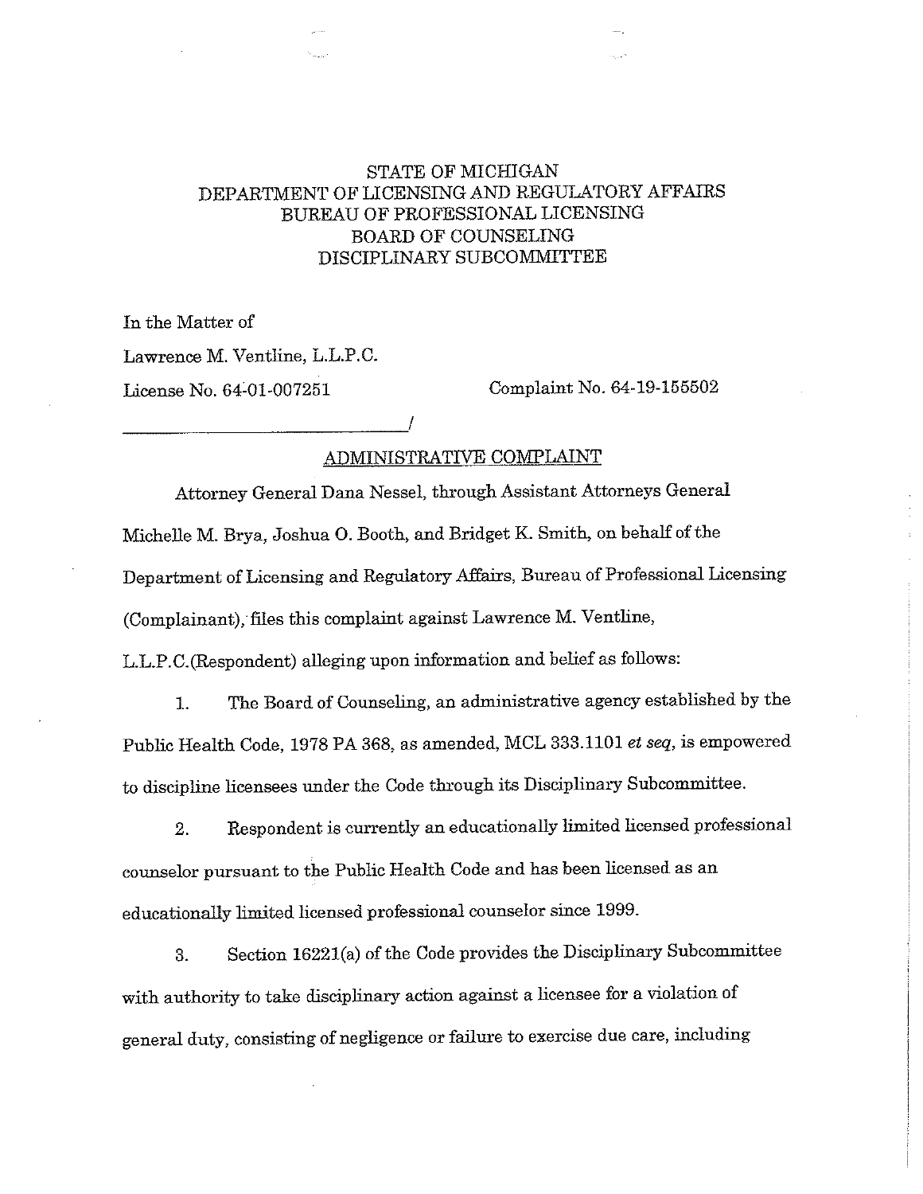STATE OF MICHIGAN
DEPARTMENT OF LICENSING AND REGULATORY AFFAIRS
BUREAU OF PROFESSIONAL LICENSING
BOARD OF COUNSELING
DISCIPLINARY SUBCOMMITTEE

In the Matter of

Lawrence M. Ventline, L.L.P.C.

License No. 64-01-007251 Complaint No. 64-19-155502

______________________________/

## ADMINISTRATIVE COMPLAINT

Attorney General Dana Nessel, through Assistant Attorneys General Michelle M. Brya, Joshua O. Booth, and Bridget K. Smith, on behalf of the Department of Licensing and Regulatory Affairs, Bureau of Professional Licensing (Complainant), files this complaint against Lawrence M. Ventline, L.L.P.C.(Respondent) alleging upon information and belief as follows:

1. The Board of Counseling, an administrative agency established by the Public Health Code, 1978 PA 368, as amended, MCL 333.1101 *et seq*, is empowered to discipline licensees under the Code through its Disciplinary Subcommittee.

2. Respondent is currently an educationally limited licensed professional counselor pursuant to the Public Health Code and has been licensed as an educationally limited licensed professional counselor since 1999.

3. Section 16221(a) of the Code provides the Disciplinary Subcommittee with authority to take disciplinary action against a licensee for a violation of general duty, consisting of negligence or failure to exercise due care, including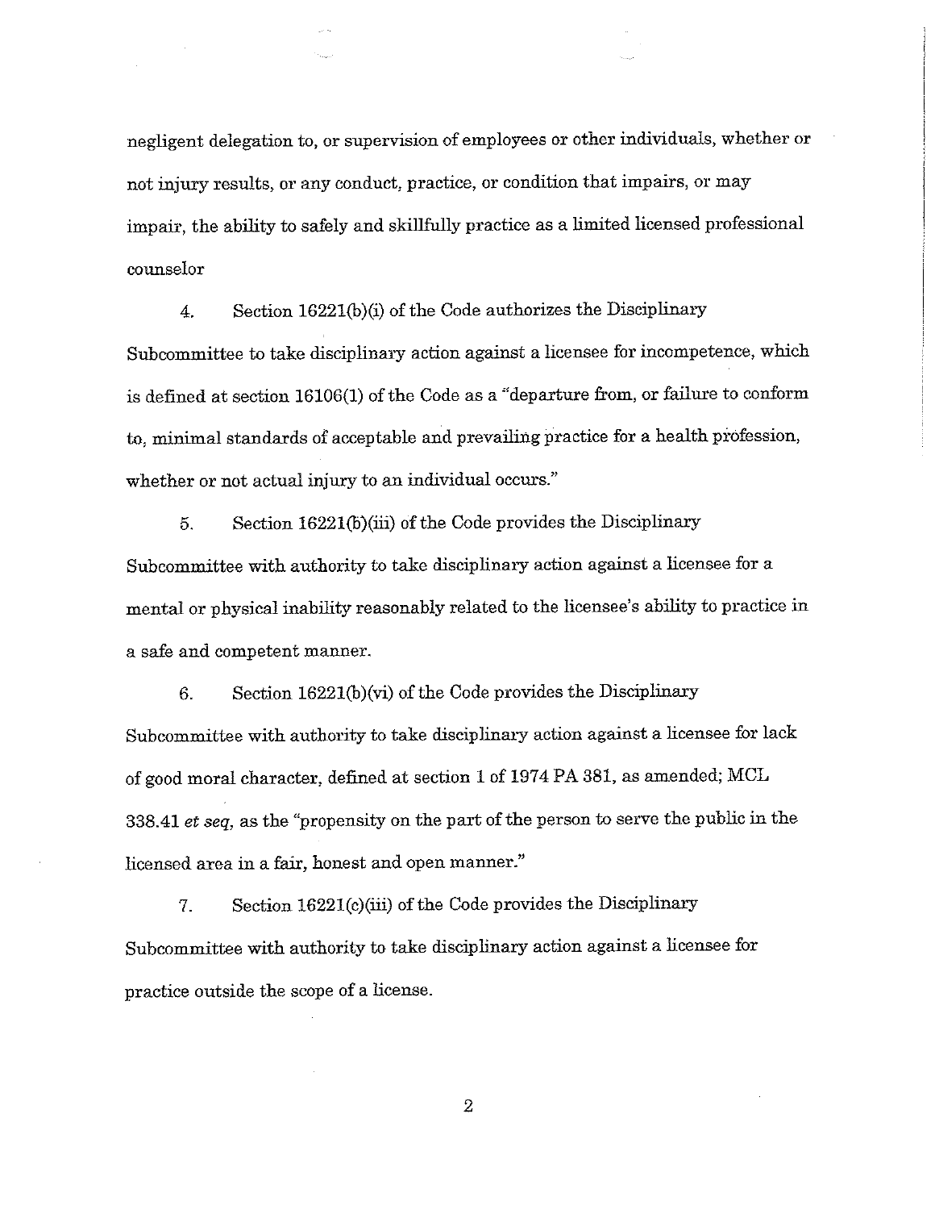negligent delegation to, or supervision of employees or other individuals, whether or not injury results, or any conduct, practice, or condition that impairs, or may impair, the ability to safely and skillfully practice as a limited licensed professional counselor

4. Section 16221(b)(i) of the Code authorizes the Disciplinary Subcommittee to take disciplinary action against a licensee for incompetence, which is defined at section 16106(1) of the Code as a "departure from, or failure to conform to, minimal standards of acceptable and prevailing practice for a health profession, whether or not actual injury to an individual occurs."

5. Section 16221(b)(iii) of the Code provides the Disciplinary Subcommittee with authority to take disciplinary action against a licensee for a mental or physical inability reasonably related to the licensee's ability to practice in a safe and competent manner.

6. Section 16221(b)(vi) of the Code provides the Disciplinary Subcommittee with authority to take disciplinary action against a licensee for lack of good moral character, defined at section 1 of 1974 PA 381, as amended; MCL 338.41 *et seq*, as the "propensity on the part of the person to serve the public in the licensed area in a fair, honest and open manner."

7. Section 16221(c)(iii) of the Code provides the Disciplinary Subcommittee with authority to take disciplinary action against a licensee for practice outside the scope of a license.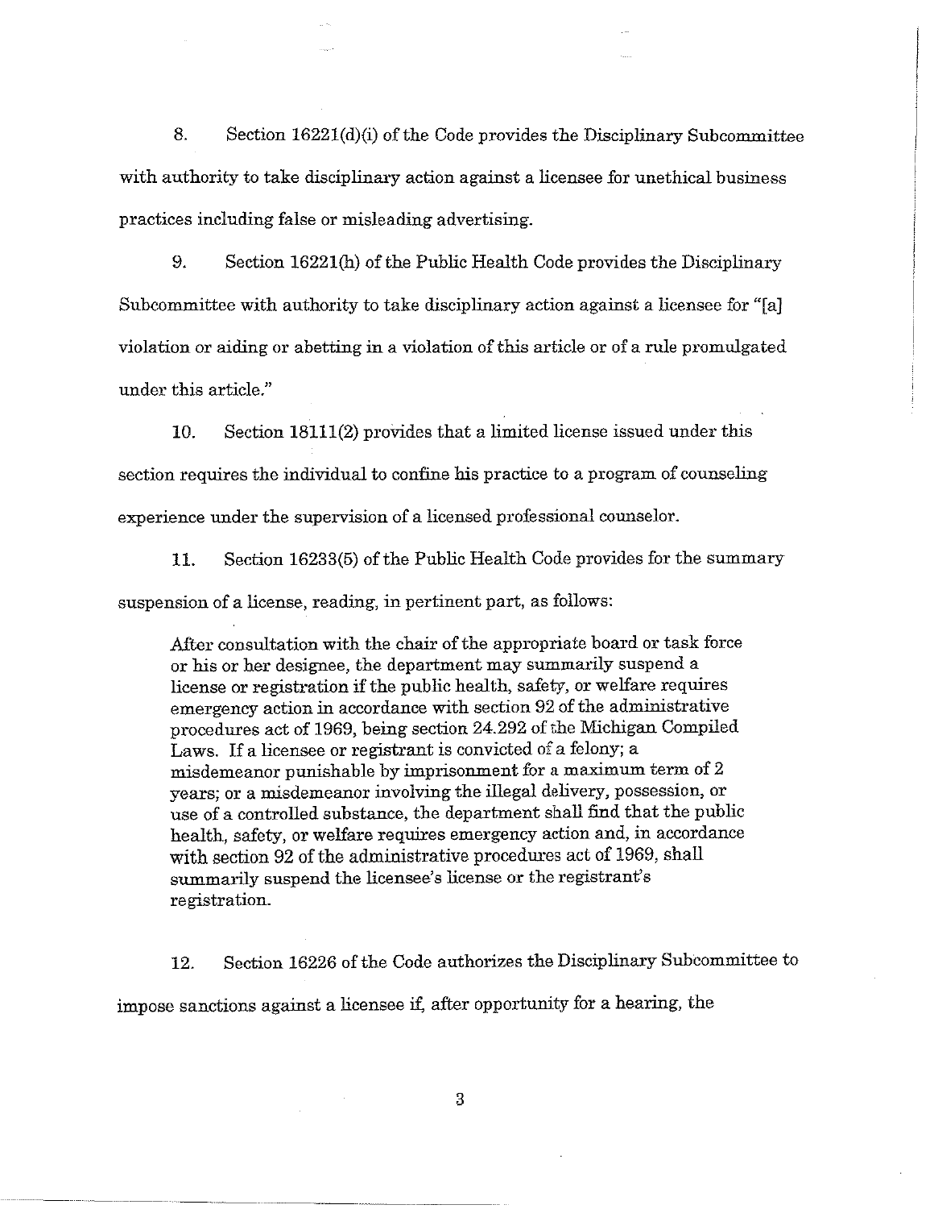8. Section 16221(d)(i) of the Code provides the Disciplinary Subcommittee with authority to take disciplinary action against a licensee for unethical business practices including false or misleading advertising.

9. Section 16221(h) of the Public Health Code provides the Disciplinary Subcommittee with authority to take disciplinary action against a licensee for "[a] violation or aiding or abetting in a violation of this article or of a rule promulgated under this article."

10. Section 18111(2) provides that a limited license issued under this section requires the individual to confine his practice to a program of counseling experience under the supervision of a licensed professional counselor.

11. Section 16233(5) of the Public Health Code provides for the summary suspension of a license, reading, in pertinent part, as follows:

> After consultation with the chair of the appropriate board or task force or his or her designee, the department may summarily suspend a license or registration if the public health, safety, or welfare requires emergency action in accordance with section 92 of the administrative procedures act of 1969, being section 24.292 of the Michigan Compiled Laws. If a licensee or registrant is convicted of a felony; a misdemeanor punishable by imprisonment for a maximum term of 2 years; or a misdemeanor involving the illegal delivery, possession, or use of a controlled substance, the department shall find that the public health, safety, or welfare requires emergency action and, in accordance with section 92 of the administrative procedures act of 1969, shall summarily suspend the licensee's license or the registrant's registration.

12. Section 16226 of the Code authorizes the Disciplinary Subcommittee to impose sanctions against a licensee if, after opportunity for a hearing, the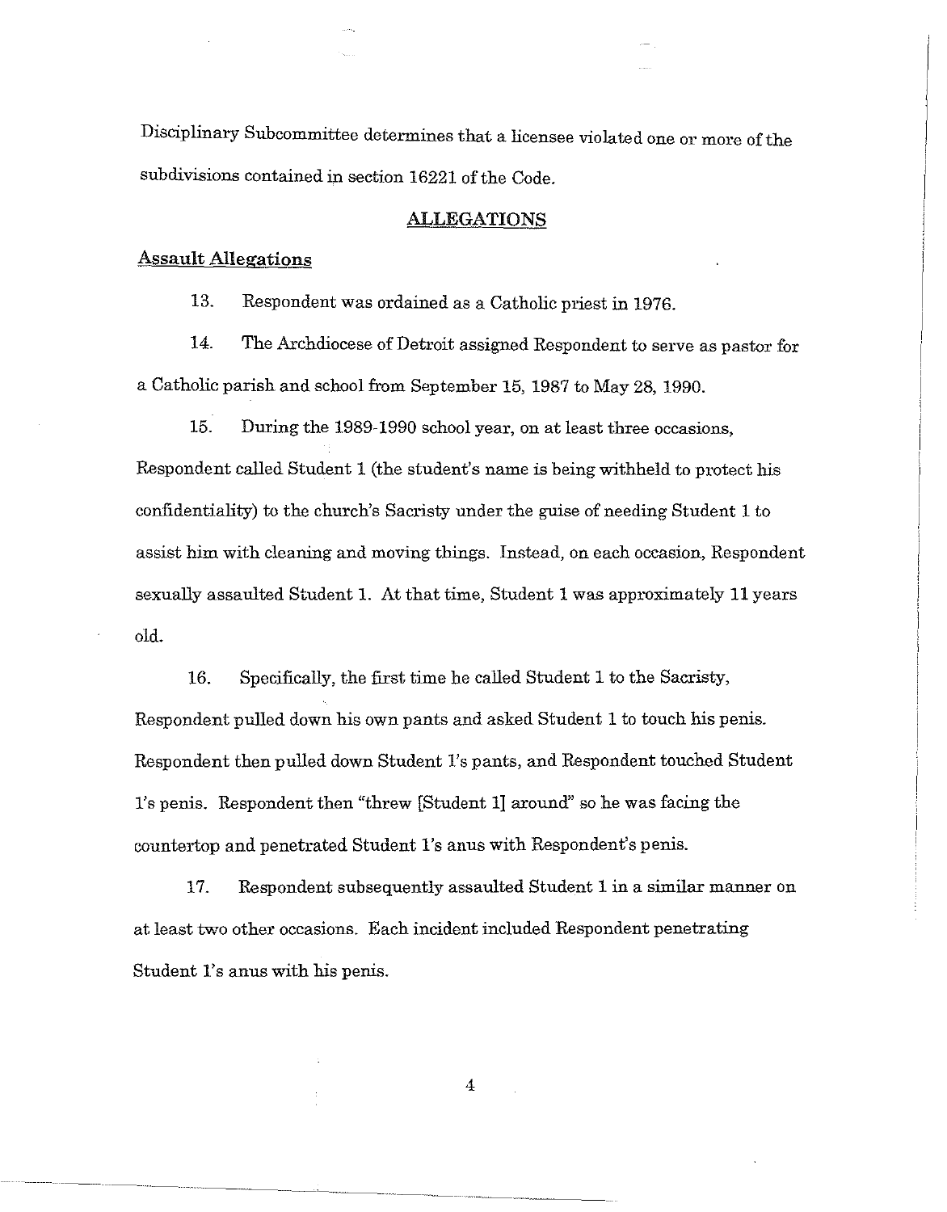Disciplinary Subcommittee determines that a licensee violated one or more of the subdivisions contained in section 16221 of the Code.

## ALLEGATIONS

### Assault Allegations

13. Respondent was ordained as a Catholic priest in 1976.

14. The Archdiocese of Detroit assigned Respondent to serve as pastor for a Catholic parish and school from September 15, 1987 to May 28, 1990.

15. During the 1989-1990 school year, on at least three occasions, Respondent called Student 1 (the student's name is being withheld to protect his confidentiality) to the church's Sacristy under the guise of needing Student 1 to assist him with cleaning and moving things. Instead, on each occasion, Respondent sexually assaulted Student 1. At that time, Student 1 was approximately 11 years old.

16. Specifically, the first time he called Student 1 to the Sacristy, Respondent pulled down his own pants and asked Student 1 to touch his penis. Respondent then pulled down Student 1's pants, and Respondent touched Student 1's penis. Respondent then "threw [Student 1] around" so he was facing the countertop and penetrated Student 1's anus with Respondent's penis.

17. Respondent subsequently assaulted Student 1 in a similar manner on at least two other occasions. Each incident included Respondent penetrating Student 1's anus with his penis.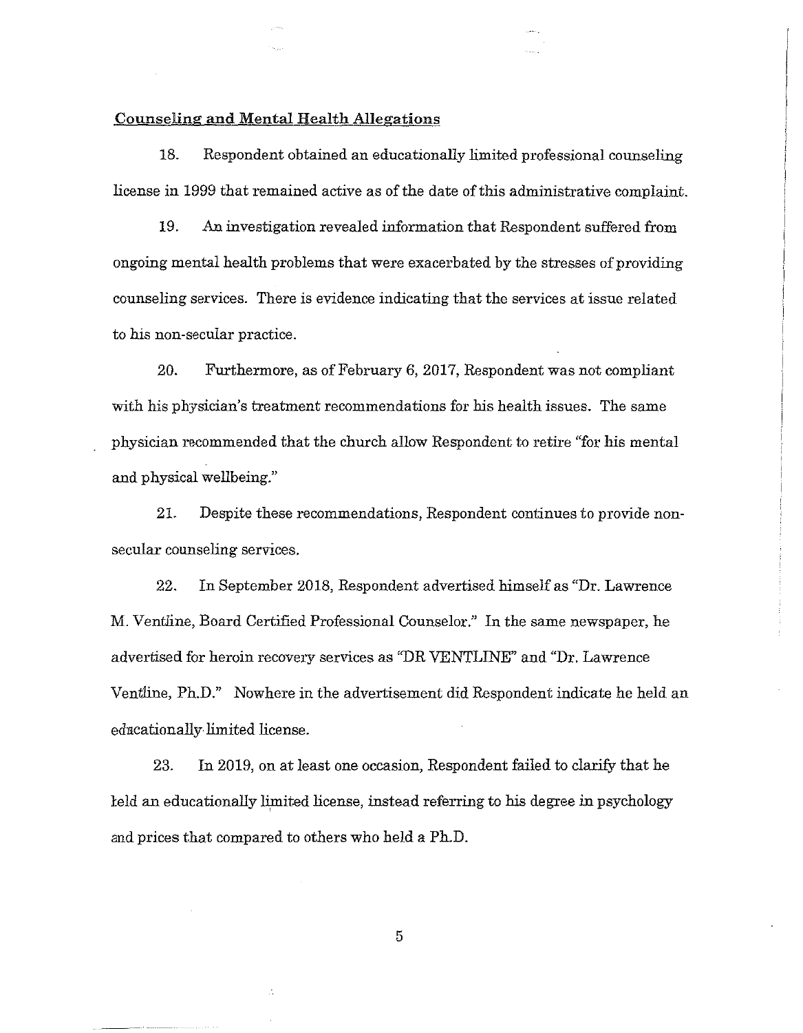<u>Counseling and Mental Health Allegations</u>

18. Respondent obtained an educationally limited professional counseling license in 1999 that remained active as of the date of this administrative complaint.

19. An investigation revealed information that Respondent suffered from ongoing mental health problems that were exacerbated by the stresses of providing counseling services. There is evidence indicating that the services at issue related to his non-secular practice.

20. Furthermore, as of February 6, 2017, Respondent was not compliant with his physician's treatment recommendations for his health issues. The same physician recommended that the church allow Respondent to retire "for his mental and physical wellbeing."

21. Despite these recommendations, Respondent continues to provide non-secular counseling services.

22. In September 2018, Respondent advertised himself as "Dr. Lawrence M. Ventline, Board Certified Professional Counselor." In the same newspaper, he advertised for heroin recovery services as "DR VENTLINE" and "Dr. Lawrence Ventline, Ph.D." Nowhere in the advertisement did Respondent indicate he held an educationally limited license.

23. In 2019, on at least one occasion, Respondent failed to clarify that he held an educationally limited license, instead referring to his degree in psychology and prices that compared to others who held a Ph.D.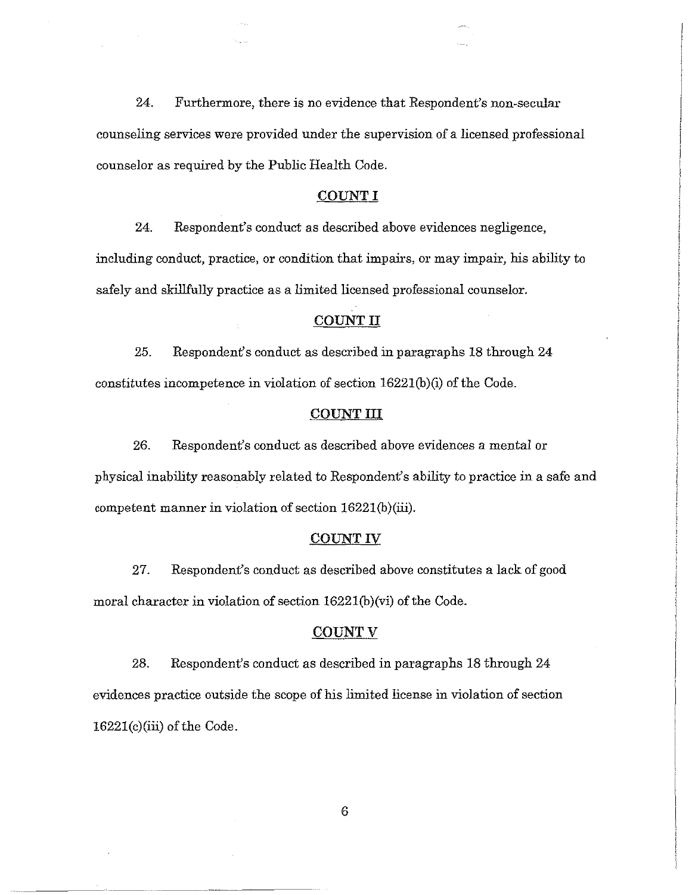24. Furthermore, there is no evidence that Respondent's non-secular counseling services were provided under the supervision of a licensed professional counselor as required by the Public Health Code.

## COUNT I

24. Respondent's conduct as described above evidences negligence, including conduct, practice, or condition that impairs, or may impair, his ability to safely and skillfully practice as a limited licensed professional counselor.

## COUNT II

25. Respondent's conduct as described in paragraphs 18 through 24 constitutes incompetence in violation of section 16221(b)(i) of the Code.

## COUNT III

26. Respondent's conduct as described above evidences a mental or physical inability reasonably related to Respondent's ability to practice in a safe and competent manner in violation of section 16221(b)(iii).

## COUNT IV

27. Respondent's conduct as described above constitutes a lack of good moral character in violation of section 16221(b)(vi) of the Code.

## COUNT V

28. Respondent's conduct as described in paragraphs 18 through 24 evidences practice outside the scope of his limited license in violation of section 16221(c)(iii) of the Code.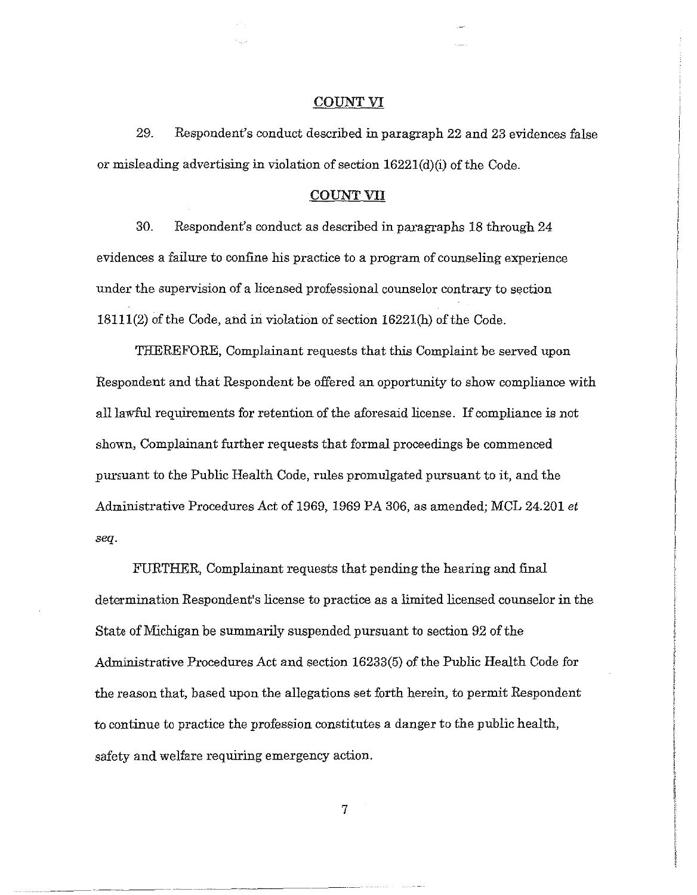## COUNT VI

29. Respondent's conduct described in paragraph 22 and 23 evidences false or misleading advertising in violation of section 16221(d)(i) of the Code.

## COUNT VII

30. Respondent's conduct as described in paragraphs 18 through 24 evidences a failure to confine his practice to a program of counseling experience under the supervision of a licensed professional counselor contrary to section 18111(2) of the Code, and in violation of section 16221(h) of the Code.

THEREFORE, Complainant requests that this Complaint be served upon Respondent and that Respondent be offered an opportunity to show compliance with all lawful requirements for retention of the aforesaid license. If compliance is not shown, Complainant further requests that formal proceedings be commenced pursuant to the Public Health Code, rules promulgated pursuant to it, and the Administrative Procedures Act of 1969, 1969 PA 306, as amended; MCL 24.201 *et seq*.

FURTHER, Complainant requests that pending the hearing and final determination Respondent's license to practice as a limited licensed counselor in the State of Michigan be summarily suspended pursuant to section 92 of the Administrative Procedures Act and section 16233(5) of the Public Health Code for the reason that, based upon the allegations set forth herein, to permit Respondent to continue to practice the profession constitutes a danger to the public health, safety and welfare requiring emergency action.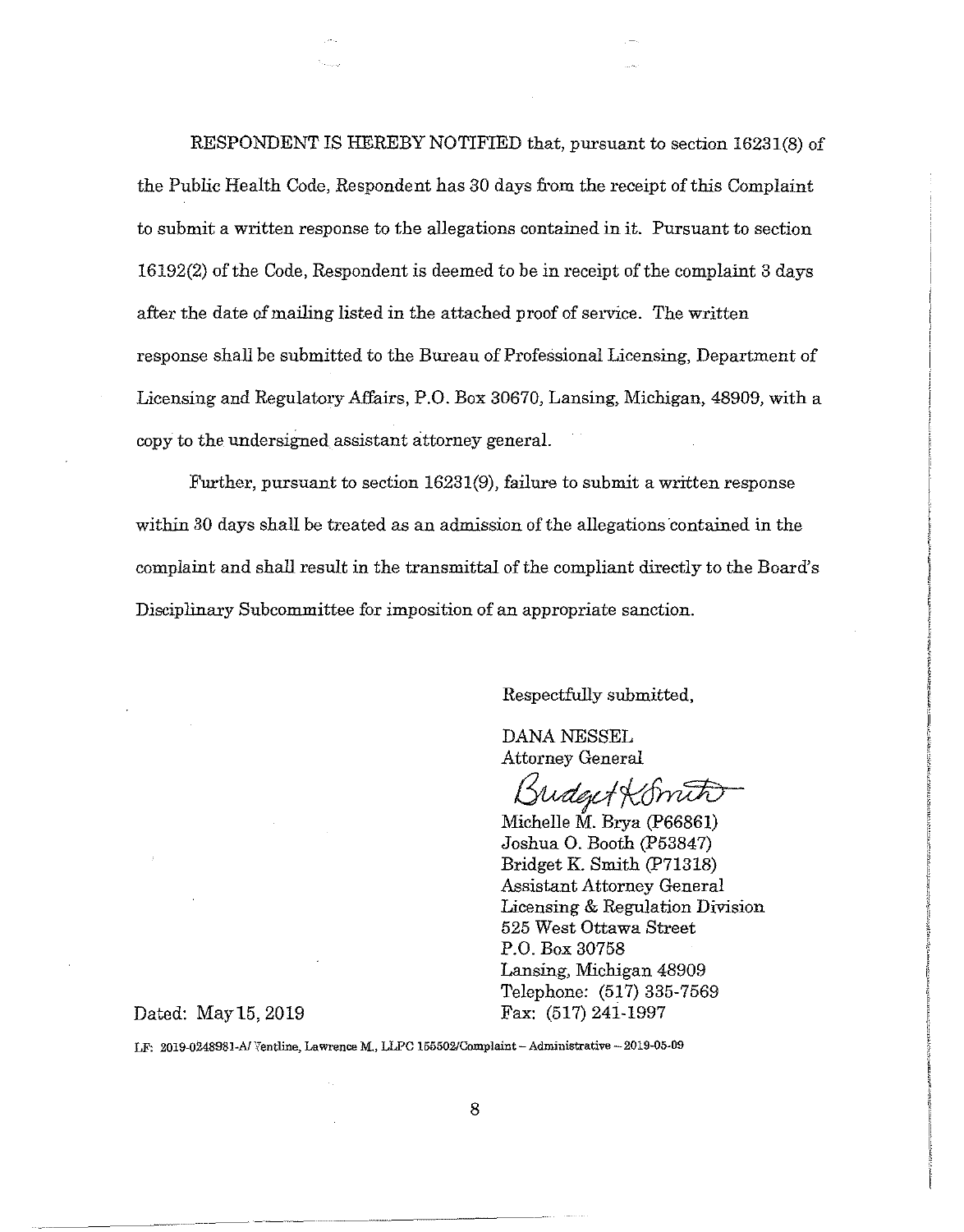RESPONDENT IS HEREBY NOTIFIED that, pursuant to section 16231(8) of the Public Health Code, Respondent has 30 days from the receipt of this Complaint to submit a written response to the allegations contained in it. Pursuant to section 16192(2) of the Code, Respondent is deemed to be in receipt of the complaint 3 days after the date of mailing listed in the attached proof of service. The written response shall be submitted to the Bureau of Professional Licensing, Department of Licensing and Regulatory Affairs, P.O. Box 30670, Lansing, Michigan, 48909, with a copy to the undersigned assistant attorney general.

Further, pursuant to section 16231(9), failure to submit a written response within 30 days shall be treated as an admission of the allegations contained in the complaint and shall result in the transmittal of the compliant directly to the Board's Disciplinary Subcommittee for imposition of an appropriate sanction.

Respectfully submitted,

DANA NESSEL
Attorney General

Bridget K. Smith

Michelle M. Brya (P66861)
Joshua O. Booth (P53847)
Bridget K. Smith (P71318)
Assistant Attorney General
Licensing & Regulation Division
525 West Ottawa Street
P.O. Box 30758
Lansing, Michigan 48909
Telephone: (517) 335-7569
Fax: (517) 241-1997

Dated: May 15, 2019

LF: 2019-0248981-A/ Ventline, Lawrence M., LLPC 155502/Complaint – Administrative – 2019-05-09